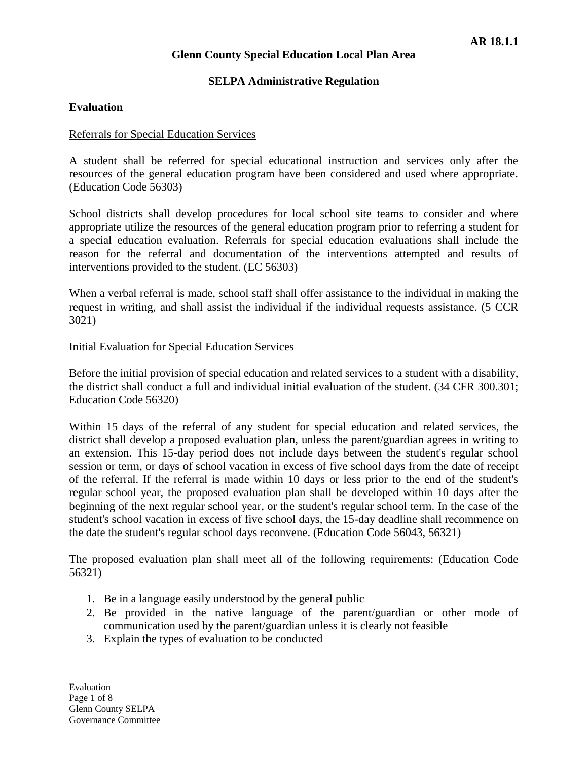AR 18.1.1

# Glenn County Special Education Local Plan Area

## SELPA Administrative Regulation

### Evaluation

Referrals for Special Education Services

A student shall be referred for special educational instruction and services only after the resources of the general education program have been considered and used where appropriate. (Education Code 56303)

School districts shall develop procedures for local school site teams to consider and where appropriate utilize the resources of the general education program prior to referring a student for a special education evaluation. Referrals for special education evaluations shall include the reason for the referral and documentation of the interventions attempted and results of interventions provided to the student. (EC 56303)

When a verbal referral is made, school staff shall offer assistance to the individual in making the request in writing, and shall assist the individual if the individual requests assistance. (5 CCR 3021)

Initial Evaluation for Special Education Services

Before the initial provision of special education and related services to a student with a disability, the district shall conduct a full and individual initial evaluation of the student. (34 CFR 300.301; Education Code 56320)

Within 15 days of the referral of any student for special education and related services, the district shall develop a proposed evaluation plan, unless the parent/guardian agrees in writing to an extension. This 15-day period does not include days between the student's regular school session or term, or days of school vacation in excess of five school days from the date of receipt of the referral. If the referral is made within 10 days or less prior to the end of the student's regular school year, the proposed evaluation plan shall be developed within 10 days after the beginning of the next regular school year, or the student's regular school term. In the case of the student's school vacation in excess of five school days, the 15-day deadline shall recommence on the date the student's regular school days reconvene. (Education Code 56043, 56321)

The proposed evaluation plan shall meet all of the following requirements: (Education Code 56321)

1. Be in a language easily understood by the general public
2. Be provided in the native language of the parent/guardian or other mode of communication used by the parent/guardian unless it is clearly not feasible
3. Explain the types of evaluation to be conducted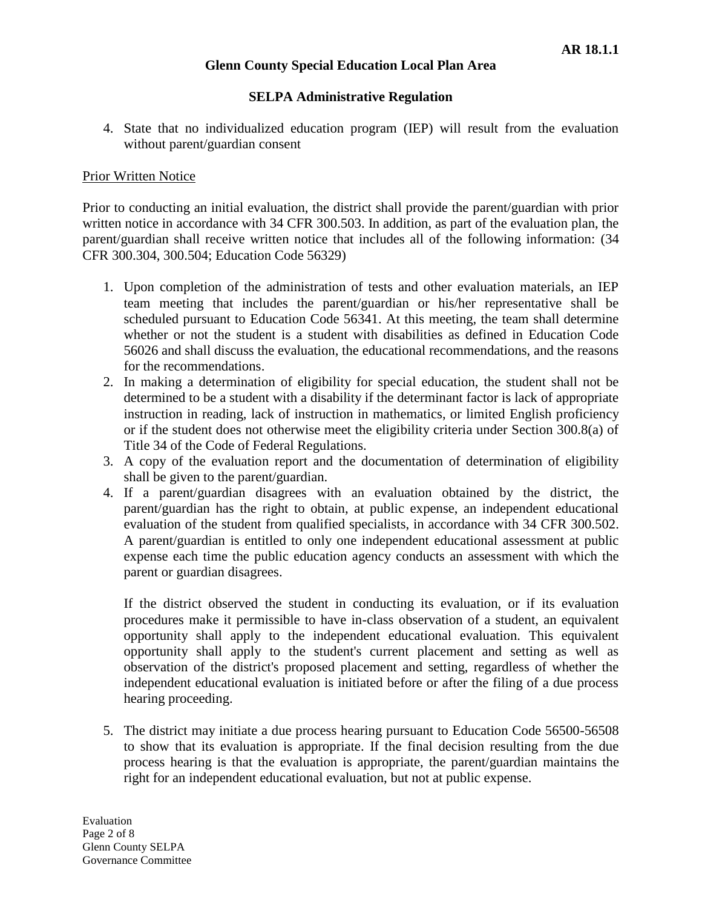4. State that no individualized education program (IEP) will result from the evaluation without parent/guardian consent

Prior Written Notice

Prior to conducting an initial evaluation, the district shall provide the parent/guardian with prior written notice in accordance with 34 CFR 300.503. In addition, as part of the evaluation plan, the parent/guardian shall receive written notice that includes all of the following information: (34 CFR 300.304, 300.504; Education Code 56329)

1. Upon completion of the administration of tests and other evaluation materials, an IEP team meeting that includes the parent/guardian or his/her representative shall be scheduled pursuant to Education Code 56341. At this meeting, the team shall determine whether or not the student is a student with disabilities as defined in Education Code 56026 and shall discuss the evaluation, the educational recommendations, and the reasons for the recommendations.
2. In making a determination of eligibility for special education, the student shall not be determined to be a student with a disability if the determinant factor is lack of appropriate instruction in reading, lack of instruction in mathematics, or limited English proficiency or if the student does not otherwise meet the eligibility criteria under Section 300.8(a) of Title 34 of the Code of Federal Regulations.
3. A copy of the evaluation report and the documentation of determination of eligibility shall be given to the parent/guardian.
4. If a parent/guardian disagrees with an evaluation obtained by the district, the parent/guardian has the right to obtain, at public expense, an independent educational evaluation of the student from qualified specialists, in accordance with 34 CFR 300.502. A parent/guardian is entitled to only one independent educational assessment at public expense each time the public education agency conducts an assessment with which the parent or guardian disagrees.

   If the district observed the student in conducting its evaluation, or if its evaluation procedures make it permissible to have in-class observation of a student, an equivalent opportunity shall apply to the independent educational evaluation. This equivalent opportunity shall apply to the student's current placement and setting as well as observation of the district's proposed placement and setting, regardless of whether the independent educational evaluation is initiated before or after the filing of a due process hearing proceeding.

5. The district may initiate a due process hearing pursuant to Education Code 56500-56508 to show that its evaluation is appropriate. If the final decision resulting from the due process hearing is that the evaluation is appropriate, the parent/guardian maintains the right for an independent educational evaluation, but not at public expense.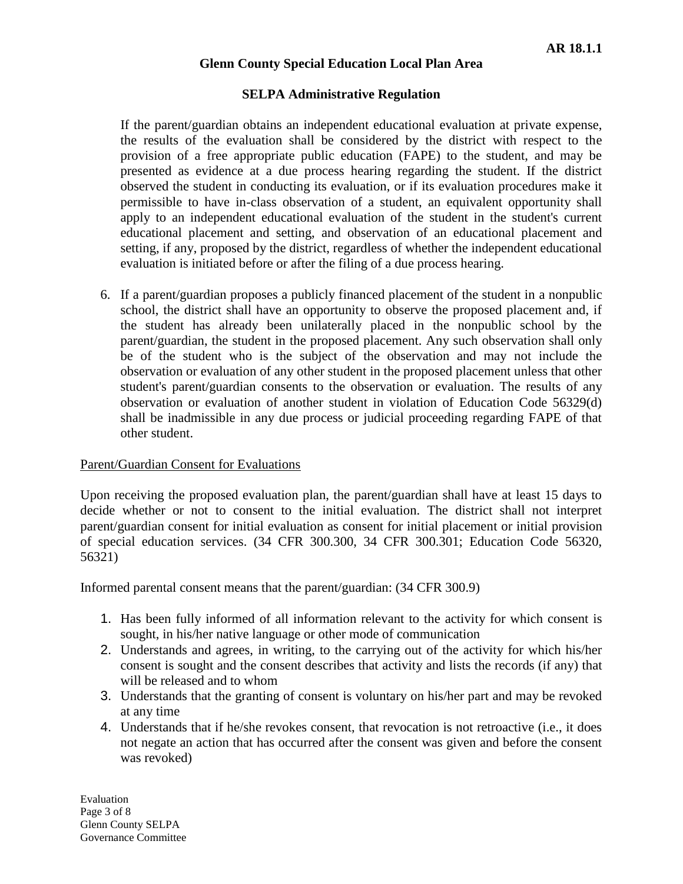If the parent/guardian obtains an independent educational evaluation at private expense, the results of the evaluation shall be considered by the district with respect to the provision of a free appropriate public education (FAPE) to the student, and may be presented as evidence at a due process hearing regarding the student. If the district observed the student in conducting its evaluation, or if its evaluation procedures make it permissible to have in-class observation of a student, an equivalent opportunity shall apply to an independent educational evaluation of the student in the student's current educational placement and setting, and observation of an educational placement and setting, if any, proposed by the district, regardless of whether the independent educational evaluation is initiated before or after the filing of a due process hearing.

6. If a parent/guardian proposes a publicly financed placement of the student in a nonpublic school, the district shall have an opportunity to observe the proposed placement and, if the student has already been unilaterally placed in the nonpublic school by the parent/guardian, the student in the proposed placement. Any such observation shall only be of the student who is the subject of the observation and may not include the observation or evaluation of any other student in the proposed placement unless that other student's parent/guardian consents to the observation or evaluation. The results of any observation or evaluation of another student in violation of Education Code 56329(d) shall be inadmissible in any due process or judicial proceeding regarding FAPE of that other student.

Parent/Guardian Consent for Evaluations

Upon receiving the proposed evaluation plan, the parent/guardian shall have at least 15 days to decide whether or not to consent to the initial evaluation. The district shall not interpret parent/guardian consent for initial evaluation as consent for initial placement or initial provision of special education services. (34 CFR 300.300, 34 CFR 300.301; Education Code 56320, 56321)

Informed parental consent means that the parent/guardian: (34 CFR 300.9)

1. Has been fully informed of all information relevant to the activity for which consent is sought, in his/her native language or other mode of communication
2. Understands and agrees, in writing, to the carrying out of the activity for which his/her consent is sought and the consent describes that activity and lists the records (if any) that will be released and to whom
3. Understands that the granting of consent is voluntary on his/her part and may be revoked at any time
4. Understands that if he/she revokes consent, that revocation is not retroactive (i.e., it does not negate an action that has occurred after the consent was given and before the consent was revoked)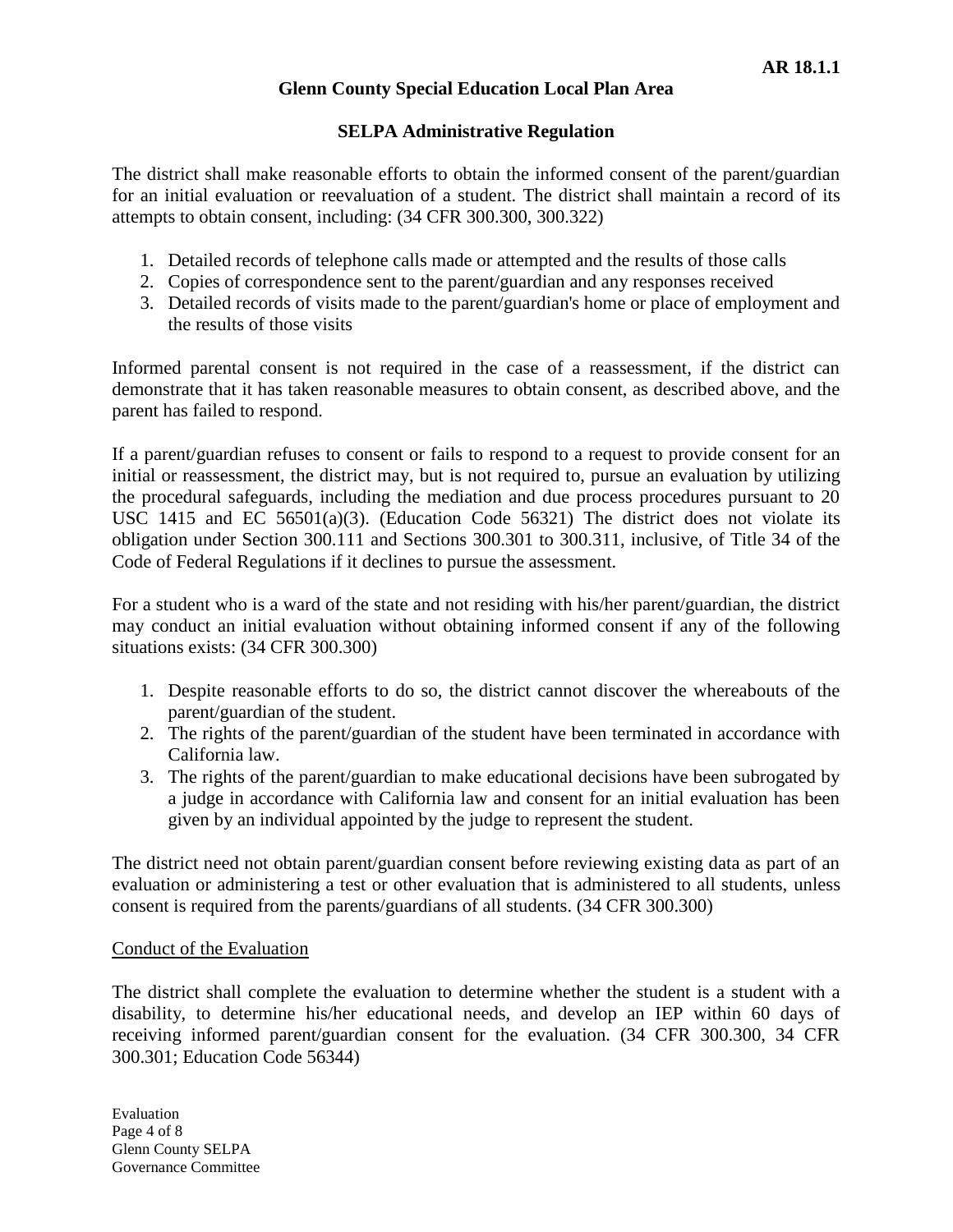The district shall make reasonable efforts to obtain the informed consent of the parent/guardian for an initial evaluation or reevaluation of a student. The district shall maintain a record of its attempts to obtain consent, including: (34 CFR 300.300, 300.322)

1. Detailed records of telephone calls made or attempted and the results of those calls
2. Copies of correspondence sent to the parent/guardian and any responses received
3. Detailed records of visits made to the parent/guardian's home or place of employment and the results of those visits

Informed parental consent is not required in the case of a reassessment, if the district can demonstrate that it has taken reasonable measures to obtain consent, as described above, and the parent has failed to respond.

If a parent/guardian refuses to consent or fails to respond to a request to provide consent for an initial or reassessment, the district may, but is not required to, pursue an evaluation by utilizing the procedural safeguards, including the mediation and due process procedures pursuant to 20 USC 1415 and EC 56501(a)(3). (Education Code 56321) The district does not violate its obligation under Section 300.111 and Sections 300.301 to 300.311, inclusive, of Title 34 of the Code of Federal Regulations if it declines to pursue the assessment.

For a student who is a ward of the state and not residing with his/her parent/guardian, the district may conduct an initial evaluation without obtaining informed consent if any of the following situations exists: (34 CFR 300.300)

1. Despite reasonable efforts to do so, the district cannot discover the whereabouts of the parent/guardian of the student.
2. The rights of the parent/guardian of the student have been terminated in accordance with California law.
3. The rights of the parent/guardian to make educational decisions have been subrogated by a judge in accordance with California law and consent for an initial evaluation has been given by an individual appointed by the judge to represent the student.

The district need not obtain parent/guardian consent before reviewing existing data as part of an evaluation or administering a test or other evaluation that is administered to all students, unless consent is required from the parents/guardians of all students. (34 CFR 300.300)

<u>Conduct of the Evaluation</u>

The district shall complete the evaluation to determine whether the student is a student with a disability, to determine his/her educational needs, and develop an IEP within 60 days of receiving informed parent/guardian consent for the evaluation. (34 CFR 300.300, 34 CFR 300.301; Education Code 56344)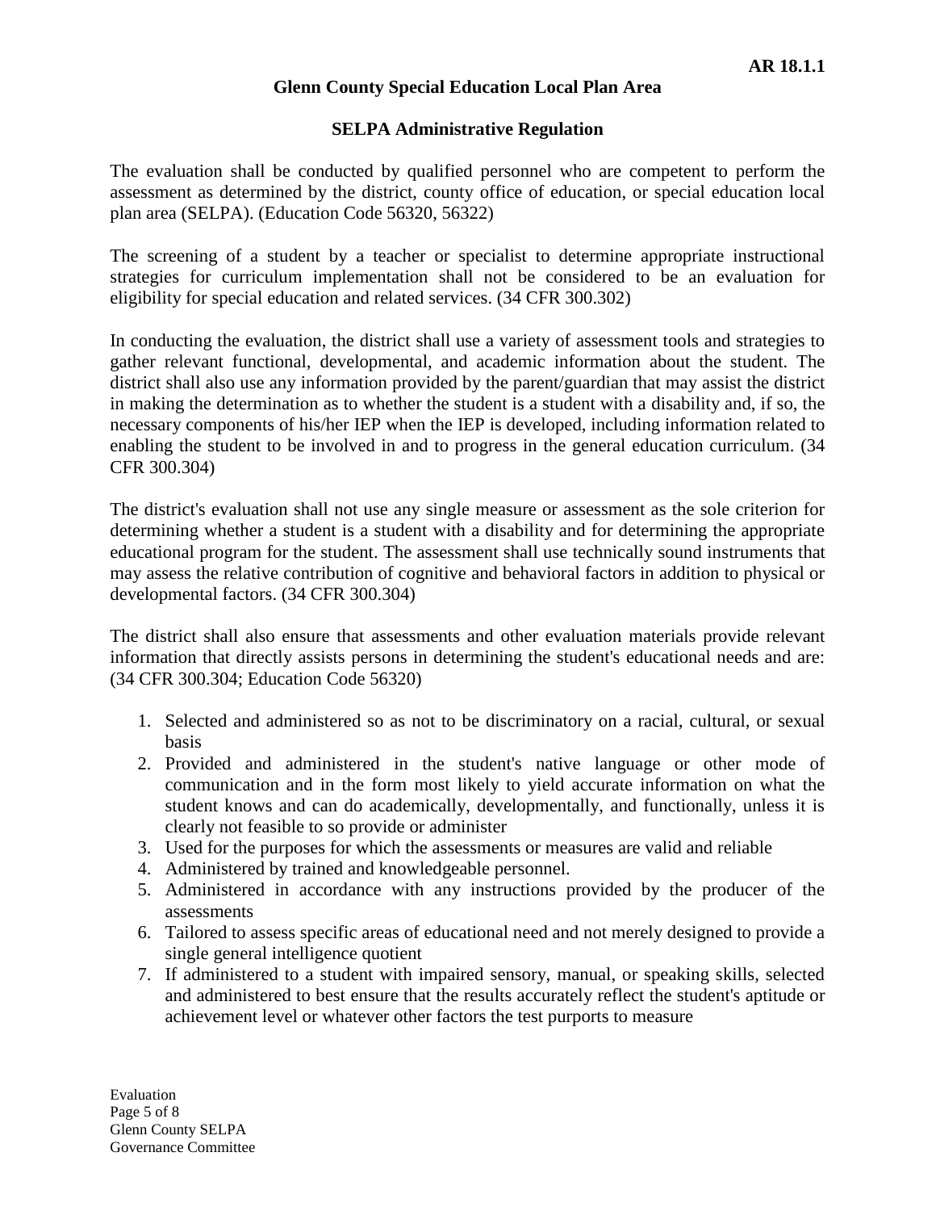The evaluation shall be conducted by qualified personnel who are competent to perform the assessment as determined by the district, county office of education, or special education local plan area (SELPA). (Education Code 56320, 56322)

The screening of a student by a teacher or specialist to determine appropriate instructional strategies for curriculum implementation shall not be considered to be an evaluation for eligibility for special education and related services. (34 CFR 300.302)

In conducting the evaluation, the district shall use a variety of assessment tools and strategies to gather relevant functional, developmental, and academic information about the student. The district shall also use any information provided by the parent/guardian that may assist the district in making the determination as to whether the student is a student with a disability and, if so, the necessary components of his/her IEP when the IEP is developed, including information related to enabling the student to be involved in and to progress in the general education curriculum. (34 CFR 300.304)

The district's evaluation shall not use any single measure or assessment as the sole criterion for determining whether a student is a student with a disability and for determining the appropriate educational program for the student. The assessment shall use technically sound instruments that may assess the relative contribution of cognitive and behavioral factors in addition to physical or developmental factors. (34 CFR 300.304)

The district shall also ensure that assessments and other evaluation materials provide relevant information that directly assists persons in determining the student's educational needs and are: (34 CFR 300.304; Education Code 56320)

1. Selected and administered so as not to be discriminatory on a racial, cultural, or sexual basis
2. Provided and administered in the student's native language or other mode of communication and in the form most likely to yield accurate information on what the student knows and can do academically, developmentally, and functionally, unless it is clearly not feasible to so provide or administer
3. Used for the purposes for which the assessments or measures are valid and reliable
4. Administered by trained and knowledgeable personnel.
5. Administered in accordance with any instructions provided by the producer of the assessments
6. Tailored to assess specific areas of educational need and not merely designed to provide a single general intelligence quotient
7. If administered to a student with impaired sensory, manual, or speaking skills, selected and administered to best ensure that the results accurately reflect the student's aptitude or achievement level or whatever other factors the test purports to measure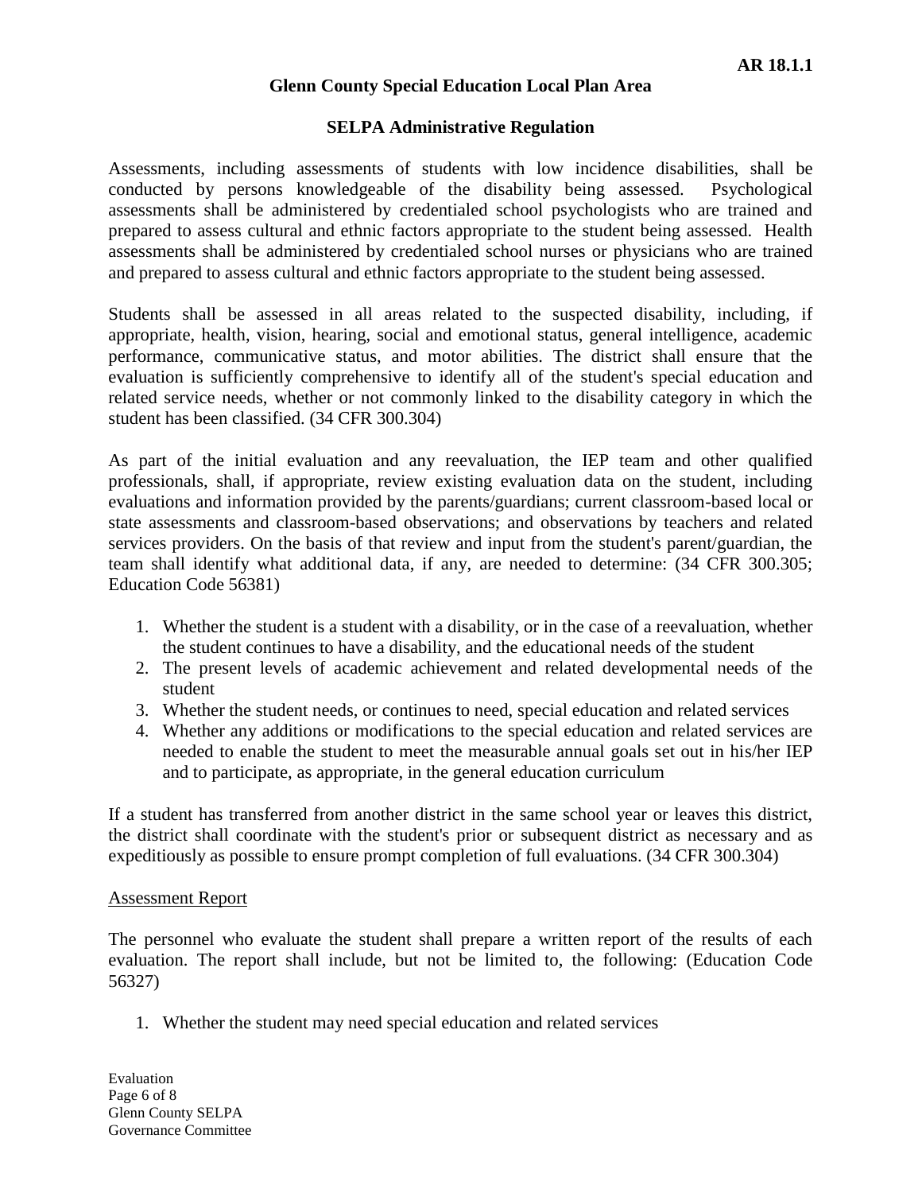Assessments, including assessments of students with low incidence disabilities, shall be conducted by persons knowledgeable of the disability being assessed. Psychological assessments shall be administered by credentialed school psychologists who are trained and prepared to assess cultural and ethnic factors appropriate to the student being assessed. Health assessments shall be administered by credentialed school nurses or physicians who are trained and prepared to assess cultural and ethnic factors appropriate to the student being assessed.

Students shall be assessed in all areas related to the suspected disability, including, if appropriate, health, vision, hearing, social and emotional status, general intelligence, academic performance, communicative status, and motor abilities. The district shall ensure that the evaluation is sufficiently comprehensive to identify all of the student's special education and related service needs, whether or not commonly linked to the disability category in which the student has been classified. (34 CFR 300.304)

As part of the initial evaluation and any reevaluation, the IEP team and other qualified professionals, shall, if appropriate, review existing evaluation data on the student, including evaluations and information provided by the parents/guardians; current classroom-based local or state assessments and classroom-based observations; and observations by teachers and related services providers. On the basis of that review and input from the student's parent/guardian, the team shall identify what additional data, if any, are needed to determine: (34 CFR 300.305; Education Code 56381)

1. Whether the student is a student with a disability, or in the case of a reevaluation, whether the student continues to have a disability, and the educational needs of the student
2. The present levels of academic achievement and related developmental needs of the student
3. Whether the student needs, or continues to need, special education and related services
4. Whether any additions or modifications to the special education and related services are needed to enable the student to meet the measurable annual goals set out in his/her IEP and to participate, as appropriate, in the general education curriculum

If a student has transferred from another district in the same school year or leaves this district, the district shall coordinate with the student's prior or subsequent district as necessary and as expeditiously as possible to ensure prompt completion of full evaluations. (34 CFR 300.304)

## Assessment Report

The personnel who evaluate the student shall prepare a written report of the results of each evaluation. The report shall include, but not be limited to, the following: (Education Code 56327)

1. Whether the student may need special education and related services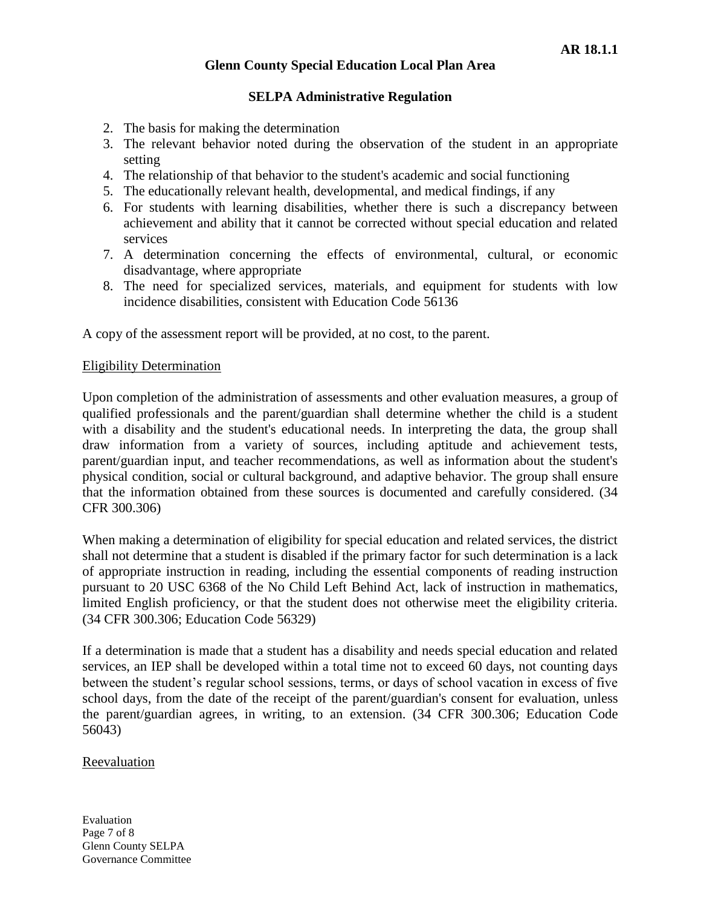2. The basis for making the determination
3. The relevant behavior noted during the observation of the student in an appropriate setting
4. The relationship of that behavior to the student's academic and social functioning
5. The educationally relevant health, developmental, and medical findings, if any
6. For students with learning disabilities, whether there is such a discrepancy between achievement and ability that it cannot be corrected without special education and related services
7. A determination concerning the effects of environmental, cultural, or economic disadvantage, where appropriate
8. The need for specialized services, materials, and equipment for students with low incidence disabilities, consistent with Education Code 56136

A copy of the assessment report will be provided, at no cost, to the parent.

## Eligibility Determination

Upon completion of the administration of assessments and other evaluation measures, a group of qualified professionals and the parent/guardian shall determine whether the child is a student with a disability and the student's educational needs. In interpreting the data, the group shall draw information from a variety of sources, including aptitude and achievement tests, parent/guardian input, and teacher recommendations, as well as information about the student's physical condition, social or cultural background, and adaptive behavior. The group shall ensure that the information obtained from these sources is documented and carefully considered. (34 CFR 300.306)

When making a determination of eligibility for special education and related services, the district shall not determine that a student is disabled if the primary factor for such determination is a lack of appropriate instruction in reading, including the essential components of reading instruction pursuant to 20 USC 6368 of the No Child Left Behind Act, lack of instruction in mathematics, limited English proficiency, or that the student does not otherwise meet the eligibility criteria. (34 CFR 300.306; Education Code 56329)

If a determination is made that a student has a disability and needs special education and related services, an IEP shall be developed within a total time not to exceed 60 days, not counting days between the student's regular school sessions, terms, or days of school vacation in excess of five school days, from the date of the receipt of the parent/guardian's consent for evaluation, unless the parent/guardian agrees, in writing, to an extension. (34 CFR 300.306; Education Code 56043)

## Reevaluation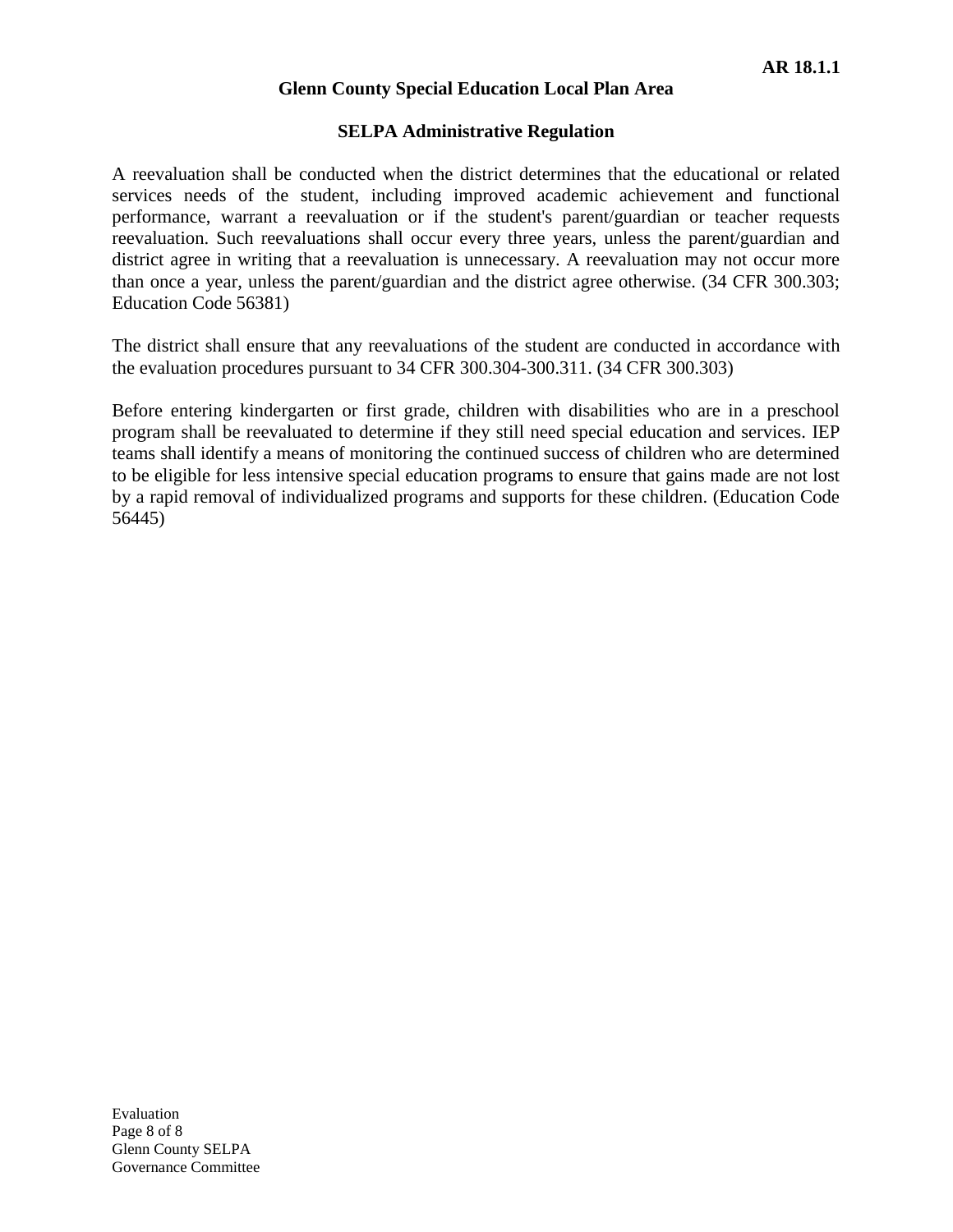A reevaluation shall be conducted when the district determines that the educational or related services needs of the student, including improved academic achievement and functional performance, warrant a reevaluation or if the student's parent/guardian or teacher requests reevaluation. Such reevaluations shall occur every three years, unless the parent/guardian and district agree in writing that a reevaluation is unnecessary. A reevaluation may not occur more than once a year, unless the parent/guardian and the district agree otherwise. (34 CFR 300.303; Education Code 56381)

The district shall ensure that any reevaluations of the student are conducted in accordance with the evaluation procedures pursuant to 34 CFR 300.304-300.311. (34 CFR 300.303)

Before entering kindergarten or first grade, children with disabilities who are in a preschool program shall be reevaluated to determine if they still need special education and services. IEP teams shall identify a means of monitoring the continued success of children who are determined to be eligible for less intensive special education programs to ensure that gains made are not lost by a rapid removal of individualized programs and supports for these children. (Education Code 56445)